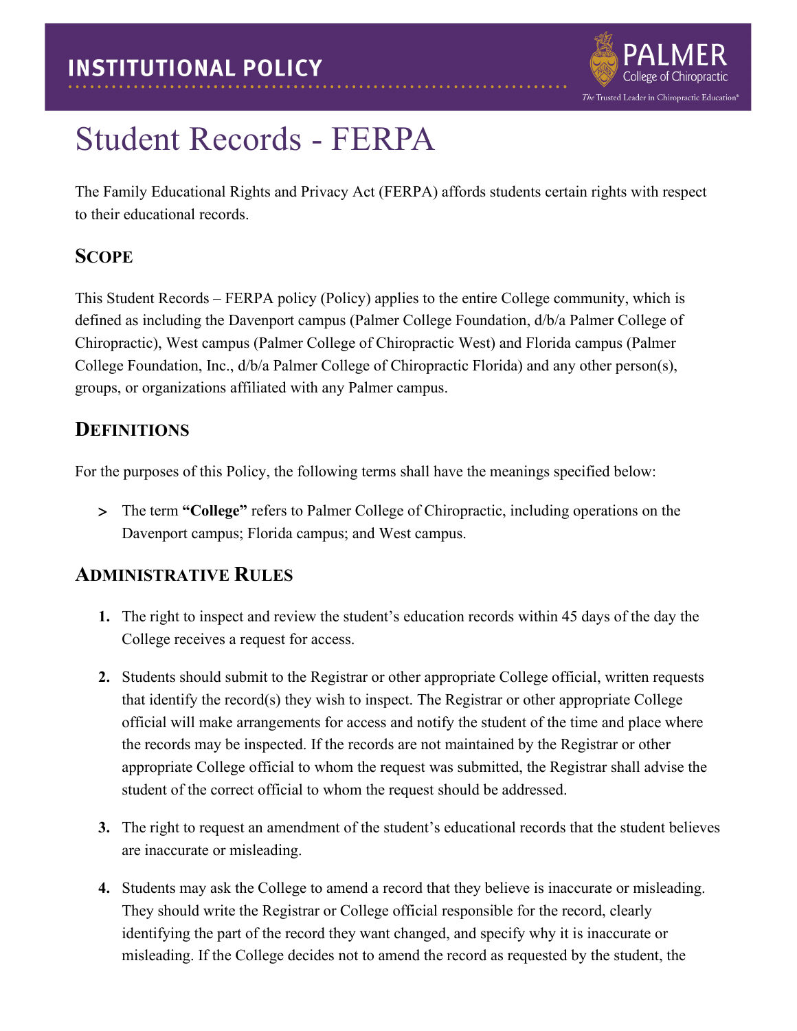# INSTITUTIONAL POLICY

# Student Records - FERPA

The Family Educational Rights and Privacy Act (FERPA) affords students certain rights with respect to their educational records.

## Scope

This Student Records – FERPA policy (Policy) applies to the entire College community, which is defined as including the Davenport campus (Palmer College Foundation, d/b/a Palmer College of Chiropractic), West campus (Palmer College of Chiropractic West) and Florida campus (Palmer College Foundation, Inc., d/b/a Palmer College of Chiropractic Florida) and any other person(s), groups, or organizations affiliated with any Palmer campus.

## Definitions

For the purposes of this Policy, the following terms shall have the meanings specified below:

- The term **"College"** refers to Palmer College of Chiropractic, including operations on the Davenport campus; Florida campus; and West campus.

## Administrative Rules

1. The right to inspect and review the student's education records within 45 days of the day the College receives a request for access.

2. Students should submit to the Registrar or other appropriate College official, written requests that identify the record(s) they wish to inspect. The Registrar or other appropriate College official will make arrangements for access and notify the student of the time and place where the records may be inspected. If the records are not maintained by the Registrar or other appropriate College official to whom the request was submitted, the Registrar shall advise the student of the correct official to whom the request should be addressed.

3. The right to request an amendment of the student's educational records that the student believes are inaccurate or misleading.

4. Students may ask the College to amend a record that they believe is inaccurate or misleading. They should write the Registrar or College official responsible for the record, clearly identifying the part of the record they want changed, and specify why it is inaccurate or misleading. If the College decides not to amend the record as requested by the student, the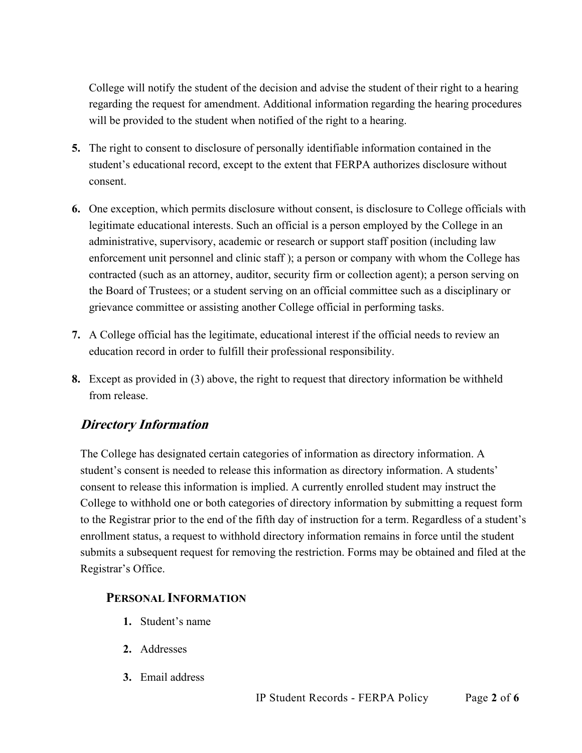College will notify the student of the decision and advise the student of their right to a hearing regarding the request for amendment. Additional information regarding the hearing procedures will be provided to the student when notified of the right to a hearing.

5. The right to consent to disclosure of personally identifiable information contained in the student's educational record, except to the extent that FERPA authorizes disclosure without consent.

6. One exception, which permits disclosure without consent, is disclosure to College officials with legitimate educational interests. Such an official is a person employed by the College in an administrative, supervisory, academic or research or support staff position (including law enforcement unit personnel and clinic staff ); a person or company with whom the College has contracted (such as an attorney, auditor, security firm or collection agent); a person serving on the Board of Trustees; or a student serving on an official committee such as a disciplinary or grievance committee or assisting another College official in performing tasks.

7. A College official has the legitimate, educational interest if the official needs to review an education record in order to fulfill their professional responsibility.

8. Except as provided in (3) above, the right to request that directory information be withheld from release.

## *Directory Information*

The College has designated certain categories of information as directory information. A student's consent is needed to release this information as directory information. A students' consent to release this information is implied. A currently enrolled student may instruct the College to withhold one or both categories of directory information by submitting a request form to the Registrar prior to the end of the fifth day of instruction for a term. Regardless of a student's enrollment status, a request to withhold directory information remains in force until the student submits a subsequent request for removing the restriction. Forms may be obtained and filed at the Registrar's Office.

### **Personal Information**

1. Student's name
2. Addresses
3. Email address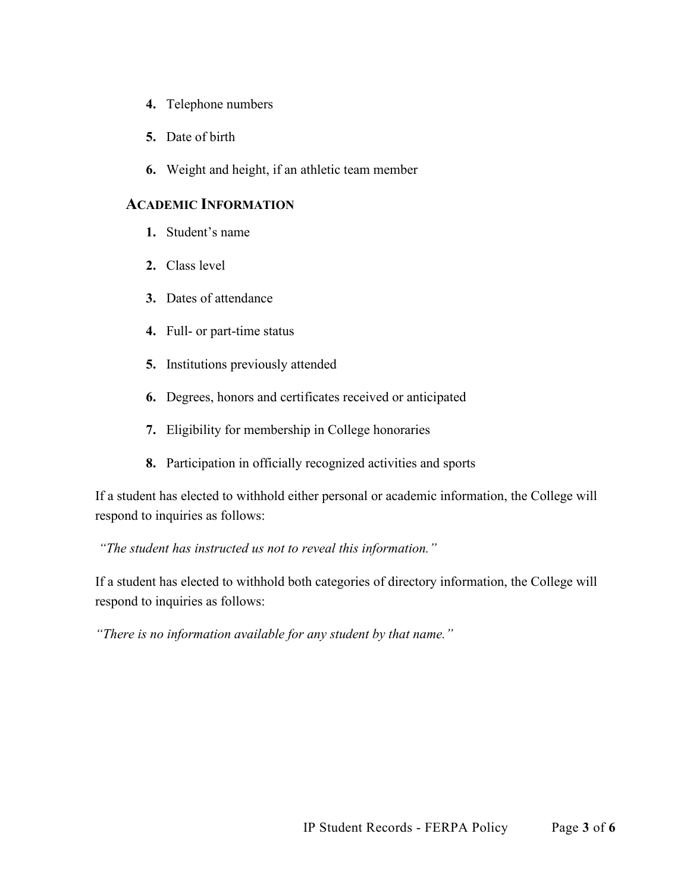4. Telephone numbers
5. Date of birth
6. Weight and height, if an athletic team member

### ACADEMIC INFORMATION

1. Student's name
2. Class level
3. Dates of attendance
4. Full- or part-time status
5. Institutions previously attended
6. Degrees, honors and certificates received or anticipated
7. Eligibility for membership in College honoraries
8. Participation in officially recognized activities and sports

If a student has elected to withhold either personal or academic information, the College will respond to inquiries as follows:

*"The student has instructed us not to reveal this information."*

If a student has elected to withhold both categories of directory information, the College will respond to inquiries as follows:

*"There is no information available for any student by that name."*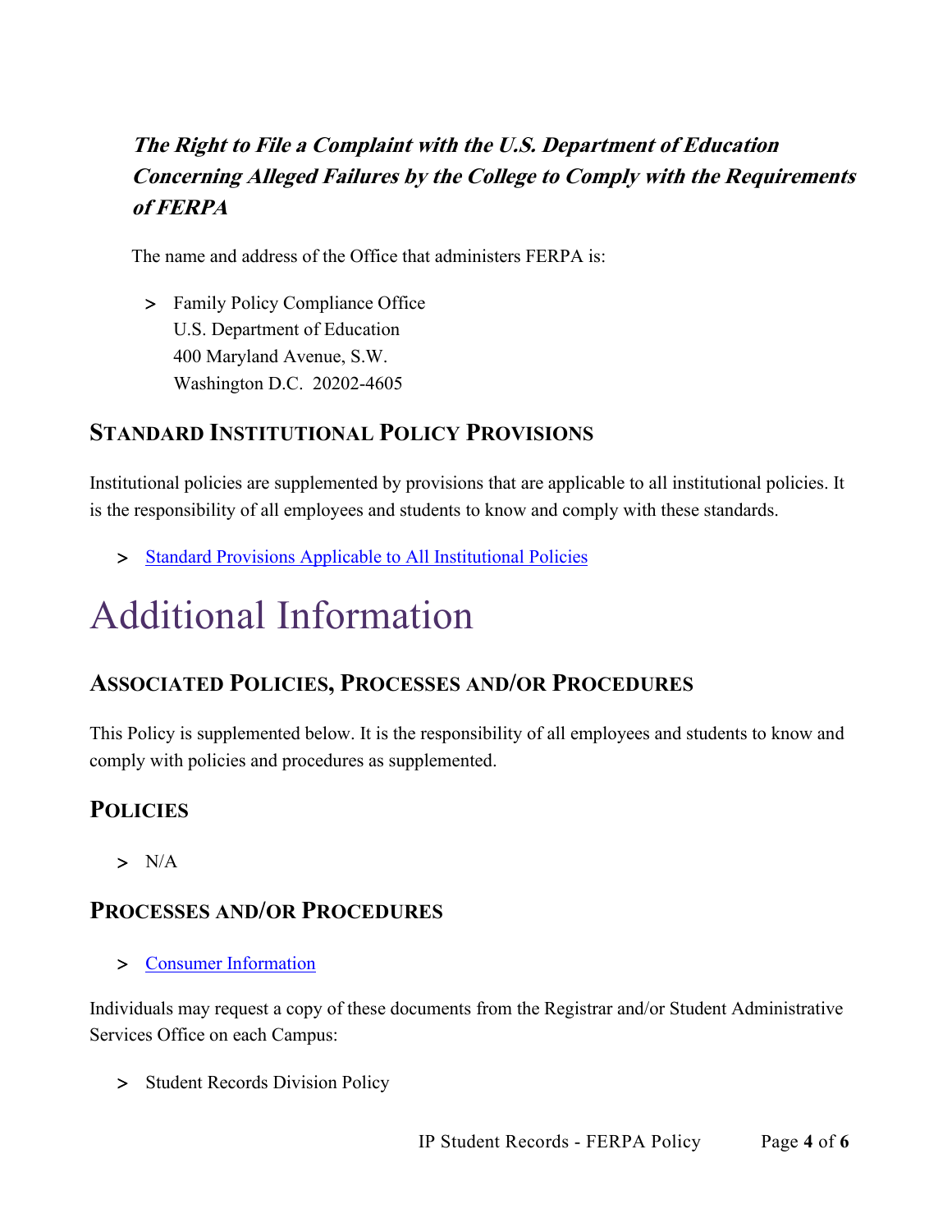### ***The Right to File a Complaint with the U.S. Department of Education Concerning Alleged Failures by the College to Comply with the Requirements of FERPA***

The name and address of the Office that administers FERPA is:

- Family Policy Compliance Office  
  U.S. Department of Education  
  400 Maryland Avenue, S.W.  
  Washington D.C. 20202-4605

## Standard Institutional Policy Provisions

Institutional policies are supplemented by provisions that are applicable to all institutional policies. It is the responsibility of all employees and students to know and comply with these standards.

- Standard Provisions Applicable to All Institutional Policies

# Additional Information

## Associated Policies, Processes and/or Procedures

This Policy is supplemented below. It is the responsibility of all employees and students to know and comply with policies and procedures as supplemented.

## Policies

- N/A

## Processes and/or Procedures

- Consumer Information

Individuals may request a copy of these documents from the Registrar and/or Student Administrative Services Office on each Campus:

- Student Records Division Policy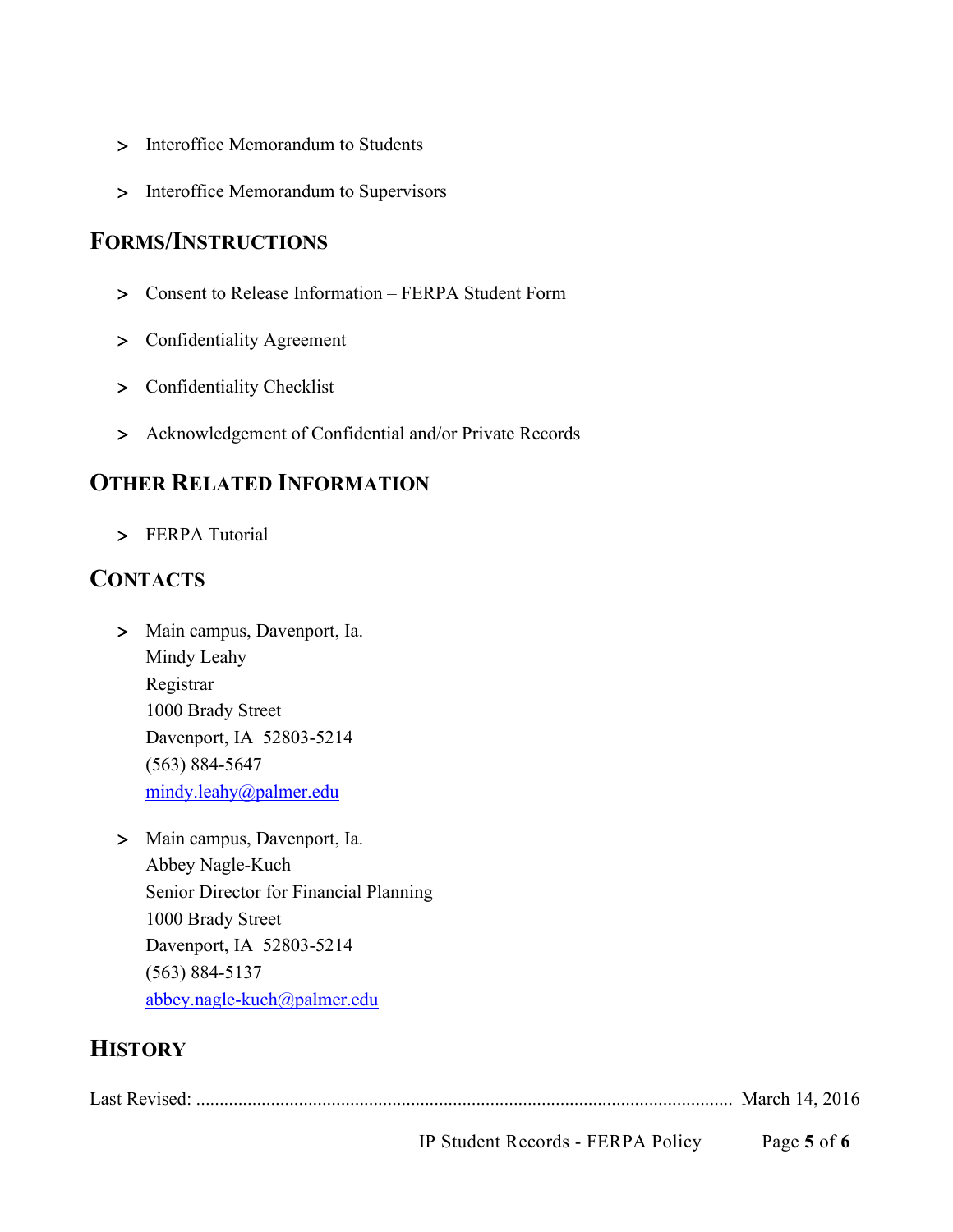- Interoffice Memorandum to Students
- Interoffice Memorandum to Supervisors

## Forms/Instructions

- Consent to Release Information – FERPA Student Form
- Confidentiality Agreement
- Confidentiality Checklist
- Acknowledgement of Confidential and/or Private Records

## Other Related Information

- FERPA Tutorial

## Contacts

- Main campus, Davenport, Ia.
  Mindy Leahy
  Registrar
  1000 Brady Street
  Davenport, IA 52803-5214
  (563) 884-5647
  mindy.leahy@palmer.edu

- Main campus, Davenport, Ia.
  Abbey Nagle-Kuch
  Senior Director for Financial Planning
  1000 Brady Street
  Davenport, IA 52803-5214
  (563) 884-5137
  abbey.nagle-kuch@palmer.edu

## History

Last Revised: .................................................................................................................. March 14, 2016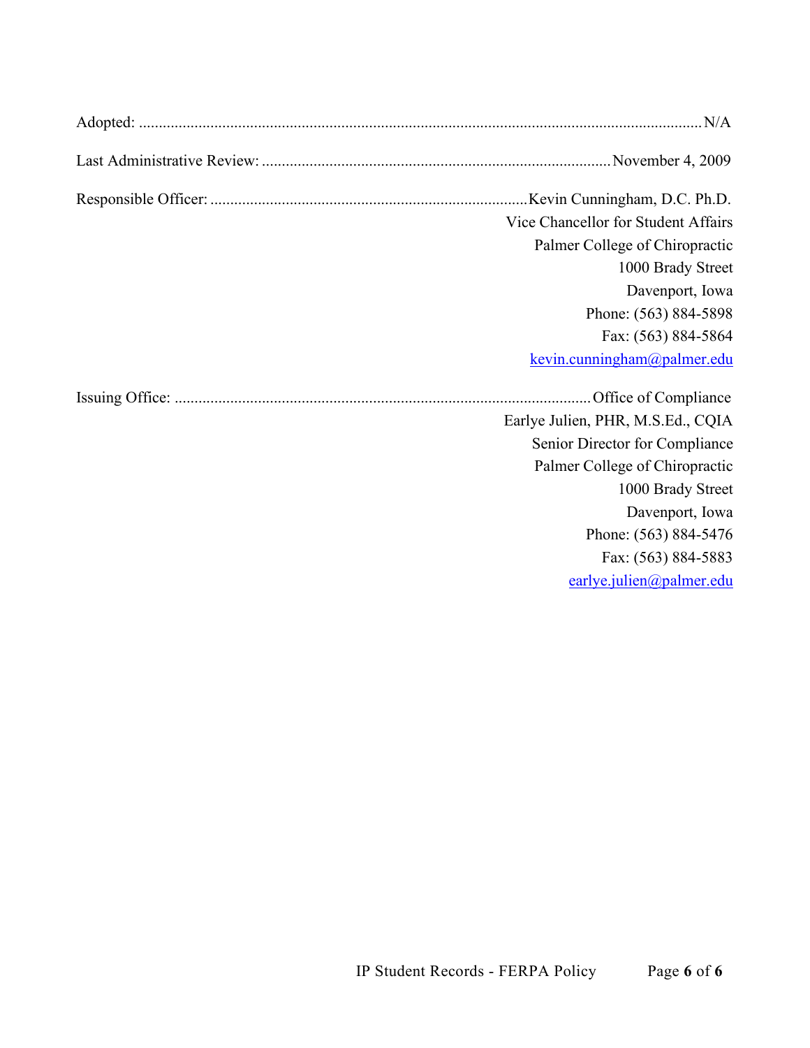Adopted: ........................................................................................................................................N/A

Last Administrative Review: ........................................................................................November 4, 2009

Responsible Officer: ...............................................................................Kevin Cunningham, D.C. Ph.D.
Vice Chancellor for Student Affairs
Palmer College of Chiropractic
1000 Brady Street
Davenport, Iowa
Phone: (563) 884-5898
Fax: (563) 884-5864
kevin.cunningham@palmer.edu

Issuing Office: ........................................................................................................Office of Compliance
Earlye Julien, PHR, M.S.Ed., CQIA
Senior Director for Compliance
Palmer College of Chiropractic
1000 Brady Street
Davenport, Iowa
Phone: (563) 884-5476
Fax: (563) 884-5883
earlye.julien@palmer.edu